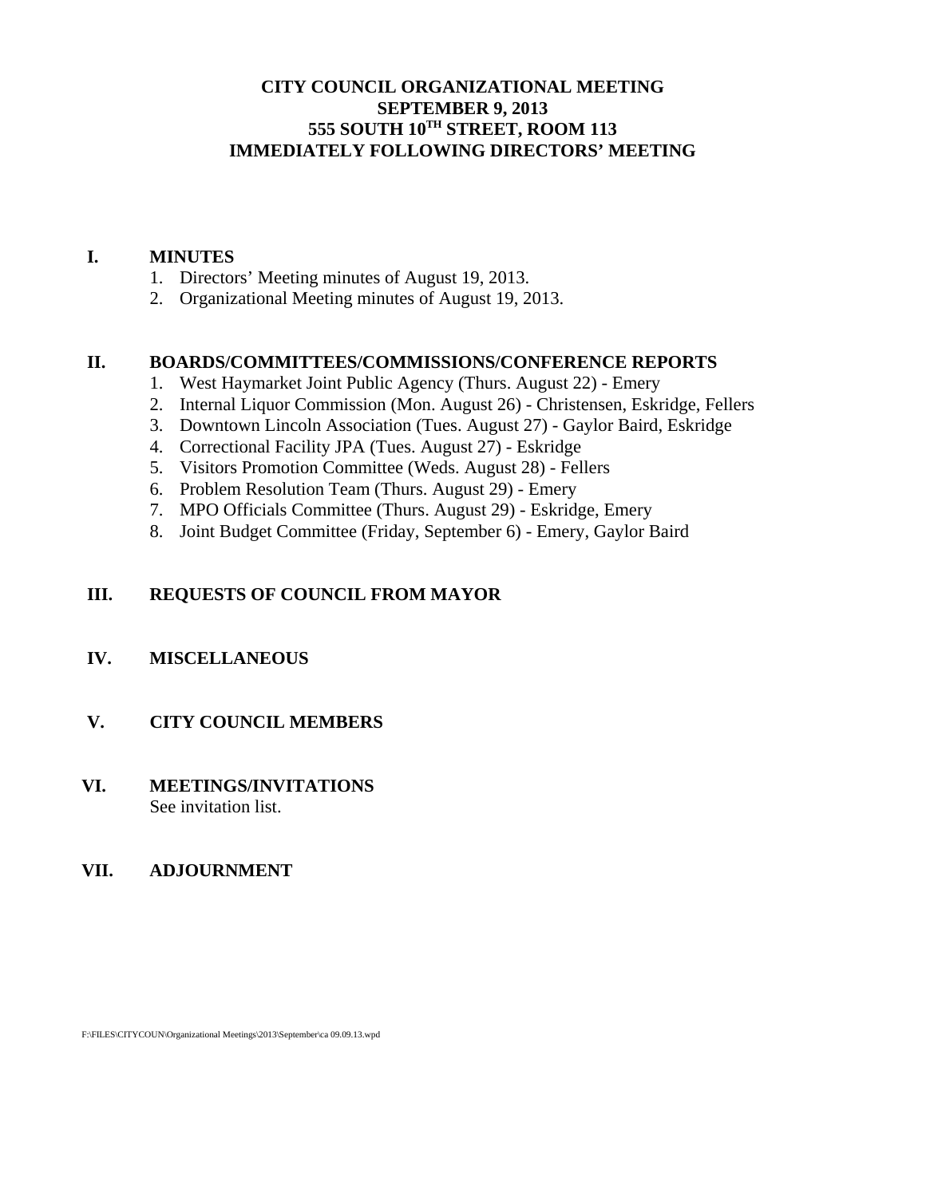# CITY COUNCIL ORGANIZATIONAL MEETING
# SEPTEMBER 9, 2013
# 555 SOUTH 10TH STREET, ROOM 113
# IMMEDIATELY FOLLOWING DIRECTORS' MEETING

## I. MINUTES

1. Directors' Meeting minutes of August 19, 2013.
2. Organizational Meeting minutes of August 19, 2013.

## II. BOARDS/COMMITTEES/COMMISSIONS/CONFERENCE REPORTS

1. West Haymarket Joint Public Agency (Thurs. August 22) - Emery
2. Internal Liquor Commission (Mon. August 26) - Christensen, Eskridge, Fellers
3. Downtown Lincoln Association (Tues. August 27) - Gaylor Baird, Eskridge
4. Correctional Facility JPA (Tues. August 27) - Eskridge
5. Visitors Promotion Committee (Weds. August 28) - Fellers
6. Problem Resolution Team (Thurs. August 29) - Emery
7. MPO Officials Committee (Thurs. August 29) - Eskridge, Emery
8. Joint Budget Committee (Friday, September 6) - Emery, Gaylor Baird

## III. REQUESTS OF COUNCIL FROM MAYOR

## IV. MISCELLANEOUS

## V. CITY COUNCIL MEMBERS

## VI. MEETINGS/INVITATIONS

See invitation list.

## VII. ADJOURNMENT

F:\FILES\CITYCOUN\Organizational Meetings\2013\September\ca 09.09.13.wpd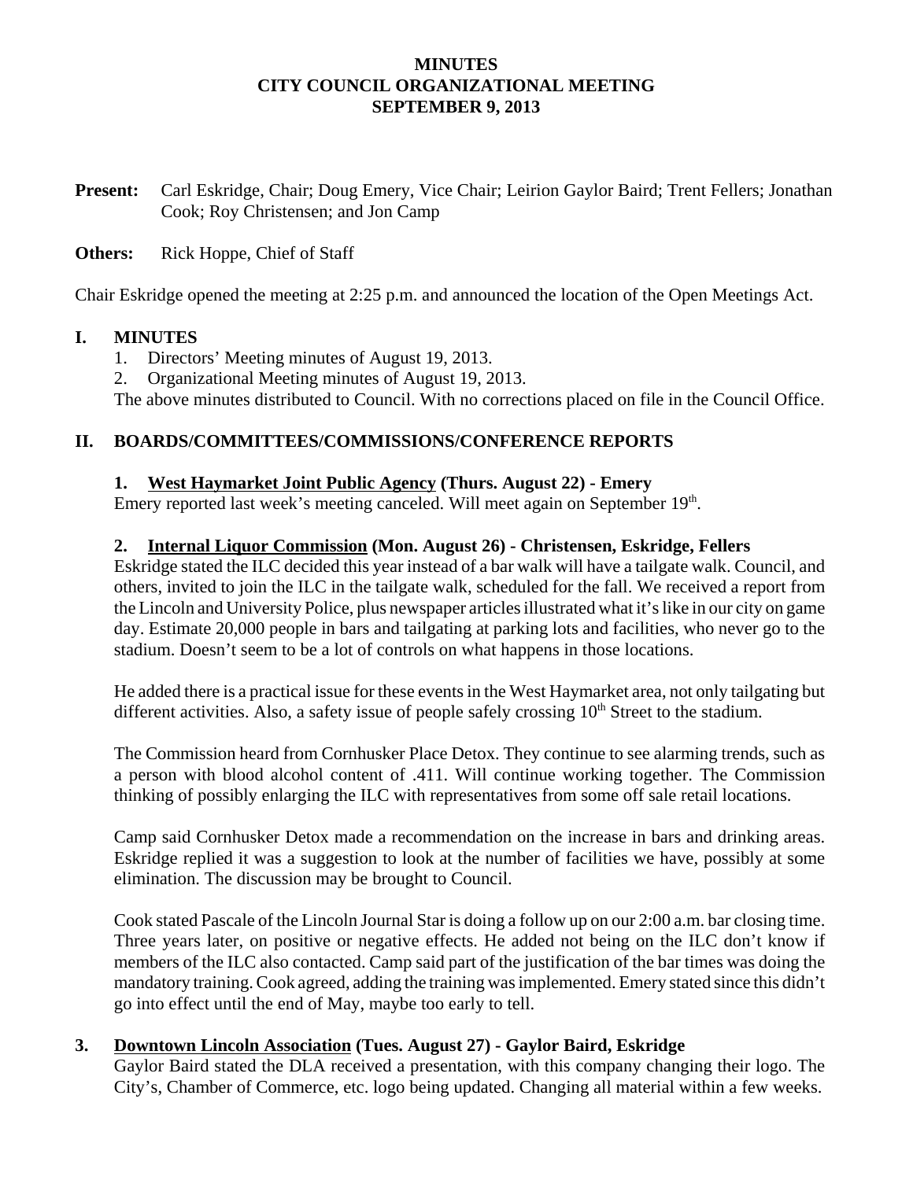**MINUTES**
**CITY COUNCIL ORGANIZATIONAL MEETING**
**SEPTEMBER 9, 2013**

**Present:** Carl Eskridge, Chair; Doug Emery, Vice Chair; Leirion Gaylor Baird; Trent Fellers; Jonathan Cook; Roy Christensen; and Jon Camp

**Others:** Rick Hoppe, Chief of Staff

Chair Eskridge opened the meeting at 2:25 p.m. and announced the location of the Open Meetings Act.

## I. MINUTES

1. Directors' Meeting minutes of August 19, 2013.
2. Organizational Meeting minutes of August 19, 2013.

The above minutes distributed to Council. With no corrections placed on file in the Council Office.

## II. BOARDS/COMMITTEES/COMMISSIONS/CONFERENCE REPORTS

### 1. <u>West Haymarket Joint Public Agency</u> (Thurs. August 22) - Emery

Emery reported last week's meeting canceled. Will meet again on September 19th.

### 2. <u>Internal Liquor Commission</u> (Mon. August 26) - Christensen, Eskridge, Fellers

Eskridge stated the ILC decided this year instead of a bar walk will have a tailgate walk. Council, and others, invited to join the ILC in the tailgate walk, scheduled for the fall. We received a report from the Lincoln and University Police, plus newspaper articles illustrated what it's like in our city on game day. Estimate 20,000 people in bars and tailgating at parking lots and facilities, who never go to the stadium. Doesn't seem to be a lot of controls on what happens in those locations.

He added there is a practical issue for these events in the West Haymarket area, not only tailgating but different activities. Also, a safety issue of people safely crossing 10th Street to the stadium.

The Commission heard from Cornhusker Place Detox. They continue to see alarming trends, such as a person with blood alcohol content of .411. Will continue working together. The Commission thinking of possibly enlarging the ILC with representatives from some off sale retail locations.

Camp said Cornhusker Detox made a recommendation on the increase in bars and drinking areas. Eskridge replied it was a suggestion to look at the number of facilities we have, possibly at some elimination. The discussion may be brought to Council.

Cook stated Pascale of the Lincoln Journal Star is doing a follow up on our 2:00 a.m. bar closing time. Three years later, on positive or negative effects. He added not being on the ILC don't know if members of the ILC also contacted. Camp said part of the justification of the bar times was doing the mandatory training. Cook agreed, adding the training was implemented. Emery stated since this didn't go into effect until the end of May, maybe too early to tell.

### 3. <u>Downtown Lincoln Association</u> (Tues. August 27) - Gaylor Baird, Eskridge

Gaylor Baird stated the DLA received a presentation, with this company changing their logo. The City's, Chamber of Commerce, etc. logo being updated. Changing all material within a few weeks.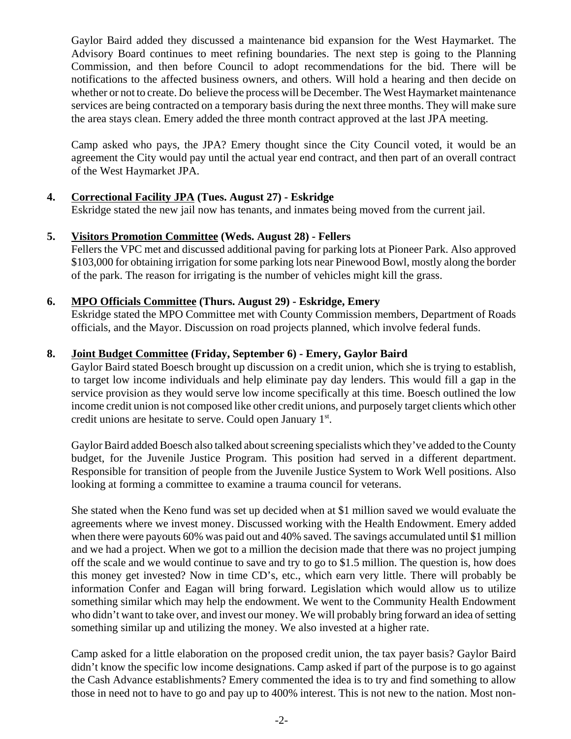Gaylor Baird added they discussed a maintenance bid expansion for the West Haymarket. The Advisory Board continues to meet refining boundaries. The next step is going to the Planning Commission, and then before Council to adopt recommendations for the bid. There will be notifications to the affected business owners, and others. Will hold a hearing and then decide on whether or not to create. Do believe the process will be December. The West Haymarket maintenance services are being contracted on a temporary basis during the next three months. They will make sure the area stays clean. Emery added the three month contract approved at the last JPA meeting.

Camp asked who pays, the JPA? Emery thought since the City Council voted, it would be an agreement the City would pay until the actual year end contract, and then part of an overall contract of the West Haymarket JPA.

**4. Correctional Facility JPA (Tues. August 27) - Eskridge**

Eskridge stated the new jail now has tenants, and inmates being moved from the current jail.

**5. Visitors Promotion Committee (Weds. August 28) - Fellers**

Fellers the VPC met and discussed additional paving for parking lots at Pioneer Park. Also approved $103,000 for obtaining irrigation for some parking lots near Pinewood Bowl, mostly along the border of the park. The reason for irrigating is the number of vehicles might kill the grass.

**6. MPO Officials Committee (Thurs. August 29) - Eskridge, Emery**

Eskridge stated the MPO Committee met with County Commission members, Department of Roads officials, and the Mayor. Discussion on road projects planned, which involve federal funds.

**8. Joint Budget Committee (Friday, September 6) - Emery, Gaylor Baird**

Gaylor Baird stated Boesch brought up discussion on a credit union, which she is trying to establish, to target low income individuals and help eliminate pay day lenders. This would fill a gap in the service provision as they would serve low income specifically at this time. Boesch outlined the low income credit union is not composed like other credit unions, and purposely target clients which other credit unions are hesitate to serve. Could open January 1st.

Gaylor Baird added Boesch also talked about screening specialists which they've added to the County budget, for the Juvenile Justice Program. This position had served in a different department. Responsible for transition of people from the Juvenile Justice System to Work Well positions. Also looking at forming a committee to examine a trauma council for veterans.

She stated when the Keno fund was set up decided when at $1 million saved we would evaluate the agreements where we invest money. Discussed working with the Health Endowment. Emery added when there were payouts 60% was paid out and 40% saved. The savings accumulated until $1 million and we had a project. When we got to a million the decision made that there was no project jumping off the scale and we would continue to save and try to go to $1.5 million. The question is, how does this money get invested? Now in time CD's, etc., which earn very little. There will probably be information Confer and Eagan will bring forward. Legislation which would allow us to utilize something similar which may help the endowment. We went to the Community Health Endowment who didn't want to take over, and invest our money. We will probably bring forward an idea of setting something similar up and utilizing the money. We also invested at a higher rate.

Camp asked for a little elaboration on the proposed credit union, the tax payer basis? Gaylor Baird didn't know the specific low income designations. Camp asked if part of the purpose is to go against the Cash Advance establishments? Emery commented the idea is to try and find something to allow those in need not to have to go and pay up to 400% interest. This is not new to the nation. Most non-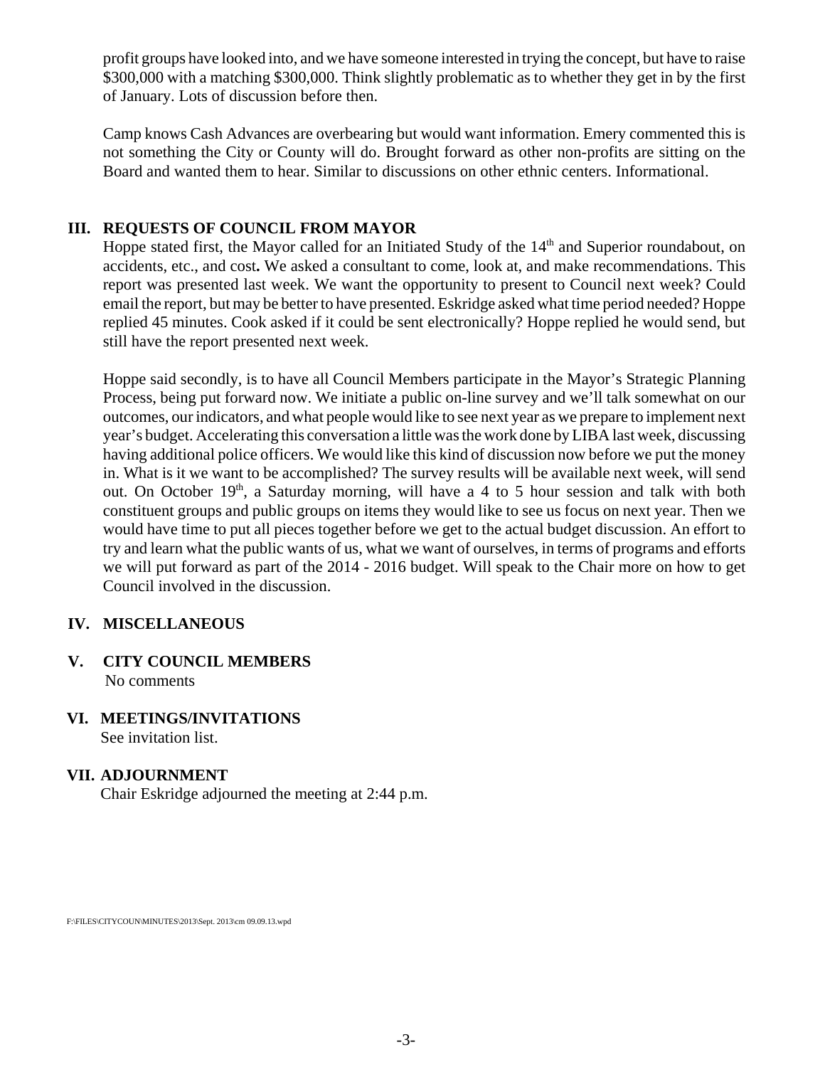profit groups have looked into, and we have someone interested in trying the concept, but have to raise \$300,000 with a matching \$300,000. Think slightly problematic as to whether they get in by the first of January. Lots of discussion before then.

Camp knows Cash Advances are overbearing but would want information. Emery commented this is not something the City or County will do. Brought forward as other non-profits are sitting on the Board and wanted them to hear. Similar to discussions on other ethnic centers. Informational.

## III. REQUESTS OF COUNCIL FROM MAYOR

Hoppe stated first, the Mayor called for an Initiated Study of the 14th and Superior roundabout, on accidents, etc., and cost**.** We asked a consultant to come, look at, and make recommendations. This report was presented last week. We want the opportunity to present to Council next week? Could email the report, but may be better to have presented. Eskridge asked what time period needed? Hoppe replied 45 minutes. Cook asked if it could be sent electronically? Hoppe replied he would send, but still have the report presented next week.

Hoppe said secondly, is to have all Council Members participate in the Mayor's Strategic Planning Process, being put forward now. We initiate a public on-line survey and we'll talk somewhat on our outcomes, our indicators, and what people would like to see next year as we prepare to implement next year's budget. Accelerating this conversation a little was the work done by LIBA last week, discussing having additional police officers. We would like this kind of discussion now before we put the money in. What is it we want to be accomplished? The survey results will be available next week, will send out. On October 19th, a Saturday morning, will have a 4 to 5 hour session and talk with both constituent groups and public groups on items they would like to see us focus on next year. Then we would have time to put all pieces together before we get to the actual budget discussion. An effort to try and learn what the public wants of us, what we want of ourselves, in terms of programs and efforts we will put forward as part of the 2014 - 2016 budget. Will speak to the Chair more on how to get Council involved in the discussion.

## IV. MISCELLANEOUS

## V. CITY COUNCIL MEMBERS

No comments

## VI. MEETINGS/INVITATIONS

See invitation list.

## VII. ADJOURNMENT

Chair Eskridge adjourned the meeting at 2:44 p.m.

F:\FILES\CITYCOUN\MINUTES\2013\Sept. 2013\cm 09.09.13.wpd